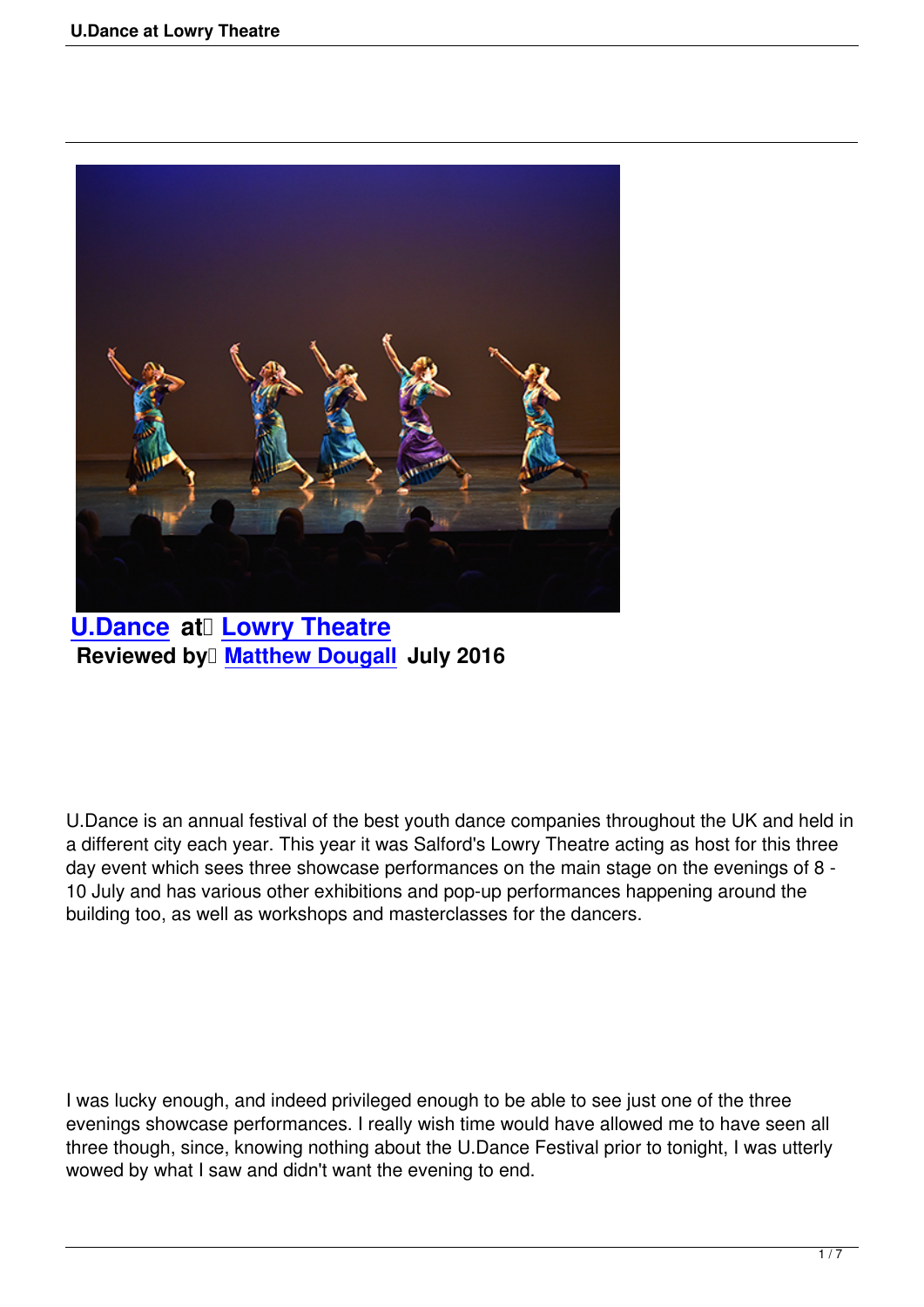**U.Dance at Lowry Theatre**
**Reviewed by Matthew Dougall July 2016**

U.Dance is an annual festival of the best youth dance companies throughout the UK and held in a different city each year. This year it was Salford's Lowry Theatre acting as host for this three day event which sees three showcase performances on the main stage on the evenings of 8 - 10 July and has various other exhibitions and pop-up performances happening around the building too, as well as workshops and masterclasses for the dancers.

I was lucky enough, and indeed privileged enough to be able to see just one of the three evenings showcase performances. I really wish time would have allowed me to have seen all three though, since, knowing nothing about the U.Dance Festival prior to tonight, I was utterly wowed by what I saw and didn't want the evening to end.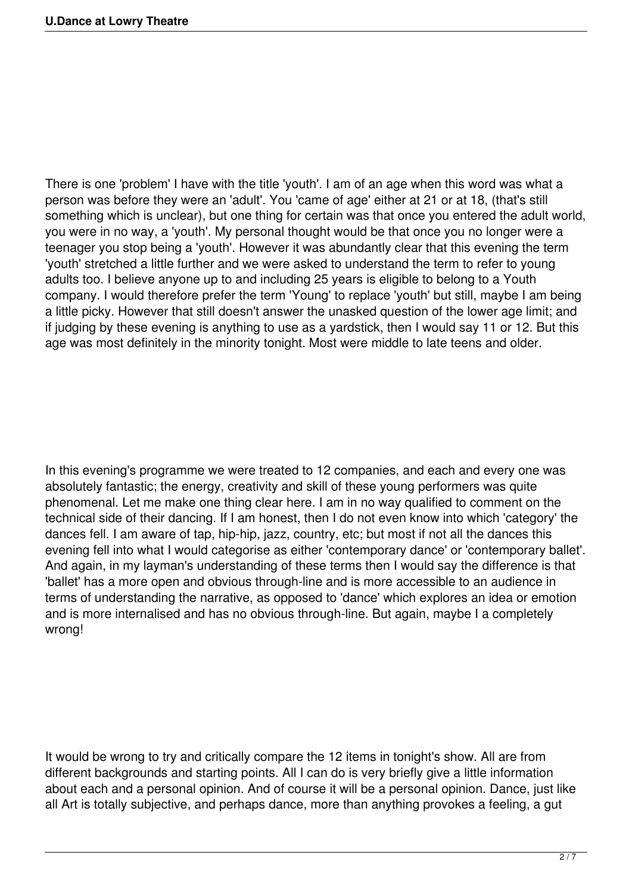There is one 'problem' I have with the title 'youth'. I am of an age when this word was what a person was before they were an 'adult'. You 'came of age' either at 21 or at 18, (that's still something which is unclear), but one thing for certain was that once you entered the adult world, you were in no way, a 'youth'. My personal thought would be that once you no longer were a teenager you stop being a 'youth'. However it was abundantly clear that this evening the term 'youth' stretched a little further and we were asked to understand the term to refer to young adults too. I believe anyone up to and including 25 years is eligible to belong to a Youth company. I would therefore prefer the term 'Young' to replace 'youth' but still, maybe I am being a little picky. However that still doesn't answer the unasked question of the lower age limit; and if judging by these evening is anything to use as a yardstick, then I would say 11 or 12. But this age was most definitely in the minority tonight. Most were middle to late teens and older.

In this evening's programme we were treated to 12 companies, and each and every one was absolutely fantastic; the energy, creativity and skill of these young performers was quite phenomenal. Let me make one thing clear here. I am in no way qualified to comment on the technical side of their dancing. If I am honest, then I do not even know into which 'category' the dances fell. I am aware of tap, hip-hip, jazz, country, etc; but most if not all the dances this evening fell into what I would categorise as either 'contemporary dance' or 'contemporary ballet'. And again, in my layman's understanding of these terms then I would say the difference is that 'ballet' has a more open and obvious through-line and is more accessible to an audience in terms of understanding the narrative, as opposed to 'dance' which explores an idea or emotion and is more internalised and has no obvious through-line. But again, maybe I a completely wrong!

It would be wrong to try and critically compare the 12 items in tonight's show. All are from different backgrounds and starting points. All I can do is very briefly give a little information about each and a personal opinion. And of course it will be a personal opinion. Dance, just like all Art is totally subjective, and perhaps dance, more than anything provokes a feeling, a gut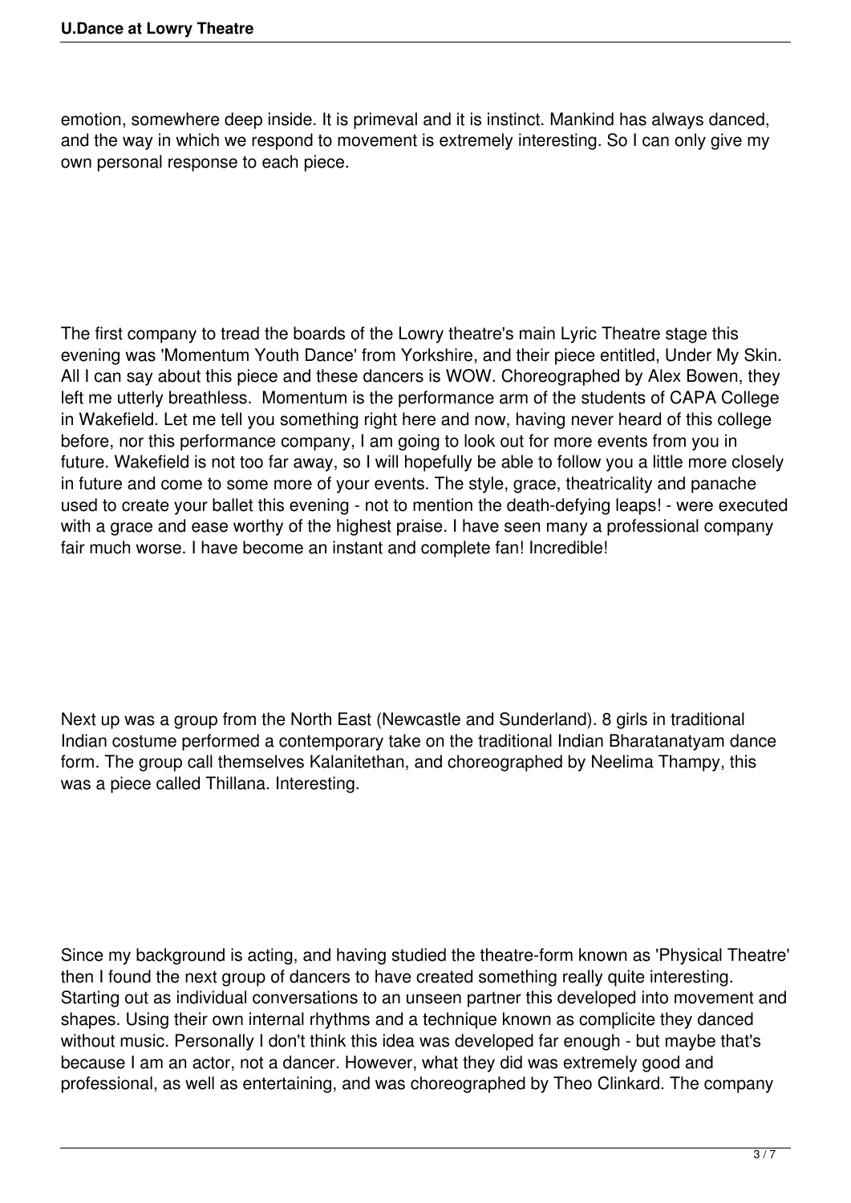emotion, somewhere deep inside. It is primeval and it is instinct. Mankind has always danced, and the way in which we respond to movement is extremely interesting. So I can only give my own personal response to each piece.

The first company to tread the boards of the Lowry theatre's main Lyric Theatre stage this evening was 'Momentum Youth Dance' from Yorkshire, and their piece entitled, Under My Skin. All I can say about this piece and these dancers is WOW. Choreographed by Alex Bowen, they left me utterly breathless. Momentum is the performance arm of the students of CAPA College in Wakefield. Let me tell you something right here and now, having never heard of this college before, nor this performance company, I am going to look out for more events from you in future. Wakefield is not too far away, so I will hopefully be able to follow you a little more closely in future and come to some more of your events. The style, grace, theatricality and panache used to create your ballet this evening - not to mention the death-defying leaps! - were executed with a grace and ease worthy of the highest praise. I have seen many a professional company fair much worse. I have become an instant and complete fan! Incredible!

Next up was a group from the North East (Newcastle and Sunderland). 8 girls in traditional Indian costume performed a contemporary take on the traditional Indian Bharatanatyam dance form. The group call themselves Kalanitethan, and choreographed by Neelima Thampy, this was a piece called Thillana. Interesting.

Since my background is acting, and having studied the theatre-form known as 'Physical Theatre' then I found the next group of dancers to have created something really quite interesting. Starting out as individual conversations to an unseen partner this developed into movement and shapes. Using their own internal rhythms and a technique known as complicite they danced without music. Personally I don't think this idea was developed far enough - but maybe that's because I am an actor, not a dancer. However, what they did was extremely good and professional, as well as entertaining, and was choreographed by Theo Clinkard. The company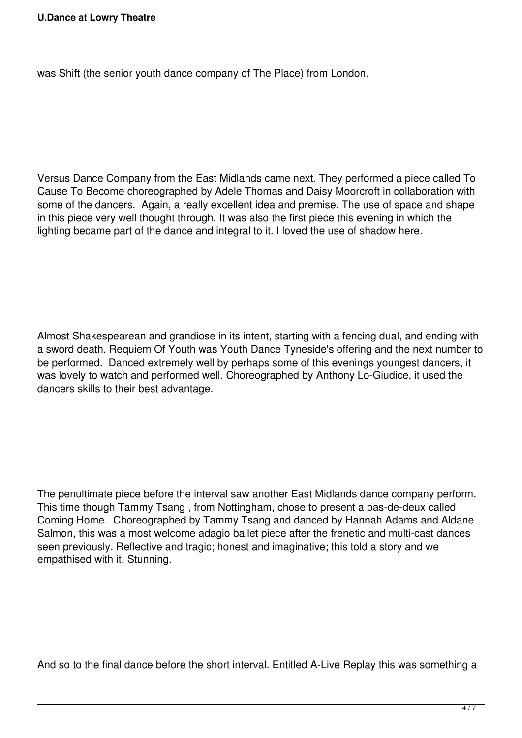was Shift (the senior youth dance company of The Place) from London.

Versus Dance Company from the East Midlands came next. They performed a piece called To Cause To Become choreographed by Adele Thomas and Daisy Moorcroft in collaboration with some of the dancers. Again, a really excellent idea and premise. The use of space and shape in this piece very well thought through. It was also the first piece this evening in which the lighting became part of the dance and integral to it. I loved the use of shadow here.

Almost Shakespearean and grandiose in its intent, starting with a fencing dual, and ending with a sword death, Requiem Of Youth was Youth Dance Tyneside's offering and the next number to be performed. Danced extremely well by perhaps some of this evenings youngest dancers, it was lovely to watch and performed well. Choreographed by Anthony Lo-Giudice, it used the dancers skills to their best advantage.

The penultimate piece before the interval saw another East Midlands dance company perform. This time though Tammy Tsang , from Nottingham, chose to present a pas-de-deux called Coming Home. Choreographed by Tammy Tsang and danced by Hannah Adams and Aldane Salmon, this was a most welcome adagio ballet piece after the frenetic and multi-cast dances seen previously. Reflective and tragic; honest and imaginative; this told a story and we empathised with it. Stunning.

And so to the final dance before the short interval. Entitled A-Live Replay this was something a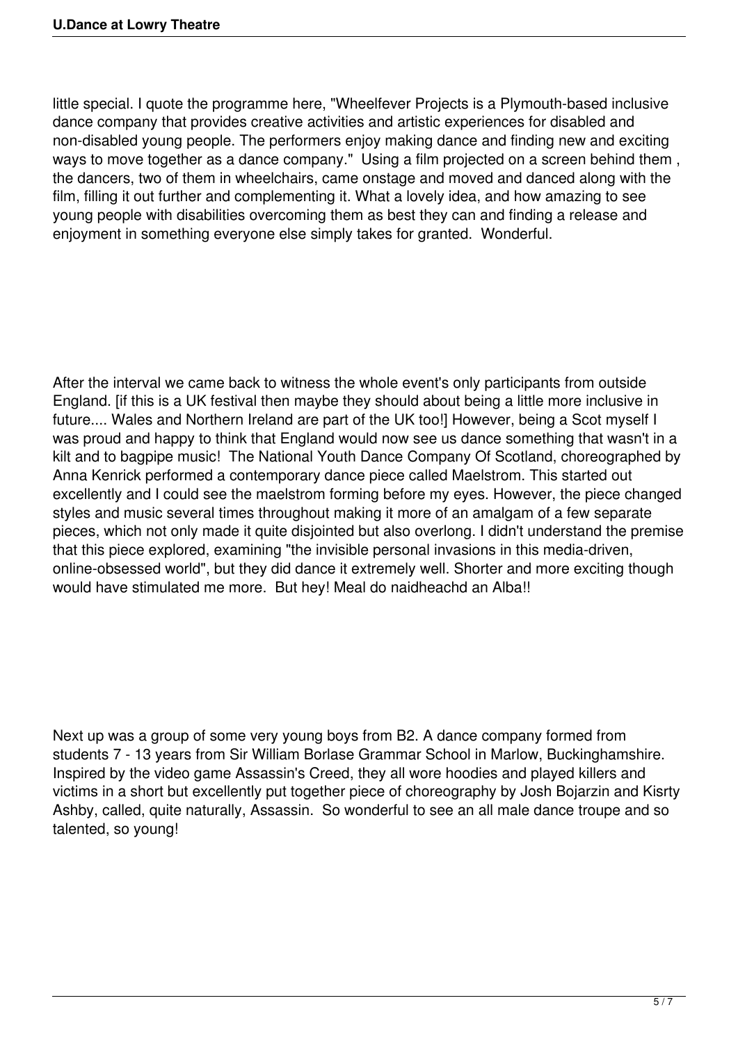little special. I quote the programme here, "Wheelfever Projects is a Plymouth-based inclusive dance company that provides creative activities and artistic experiences for disabled and non-disabled young people. The performers enjoy making dance and finding new and exciting ways to move together as a dance company." Using a film projected on a screen behind them , the dancers, two of them in wheelchairs, came onstage and moved and danced along with the film, filling it out further and complementing it. What a lovely idea, and how amazing to see young people with disabilities overcoming them as best they can and finding a release and enjoyment in something everyone else simply takes for granted. Wonderful.

After the interval we came back to witness the whole event's only participants from outside England. [if this is a UK festival then maybe they should about being a little more inclusive in future.... Wales and Northern Ireland are part of the UK too!] However, being a Scot myself I was proud and happy to think that England would now see us dance something that wasn't in a kilt and to bagpipe music! The National Youth Dance Company Of Scotland, choreographed by Anna Kenrick performed a contemporary dance piece called Maelstrom. This started out excellently and I could see the maelstrom forming before my eyes. However, the piece changed styles and music several times throughout making it more of an amalgam of a few separate pieces, which not only made it quite disjointed but also overlong. I didn't understand the premise that this piece explored, examining "the invisible personal invasions in this media-driven, online-obsessed world", but they did dance it extremely well. Shorter and more exciting though would have stimulated me more. But hey! Meal do naidheachd an Alba!!

Next up was a group of some very young boys from B2. A dance company formed from students 7 - 13 years from Sir William Borlase Grammar School in Marlow, Buckinghamshire. Inspired by the video game Assassin's Creed, they all wore hoodies and played killers and victims in a short but excellently put together piece of choreography by Josh Bojarzin and Kisrty Ashby, called, quite naturally, Assassin. So wonderful to see an all male dance troupe and so talented, so young!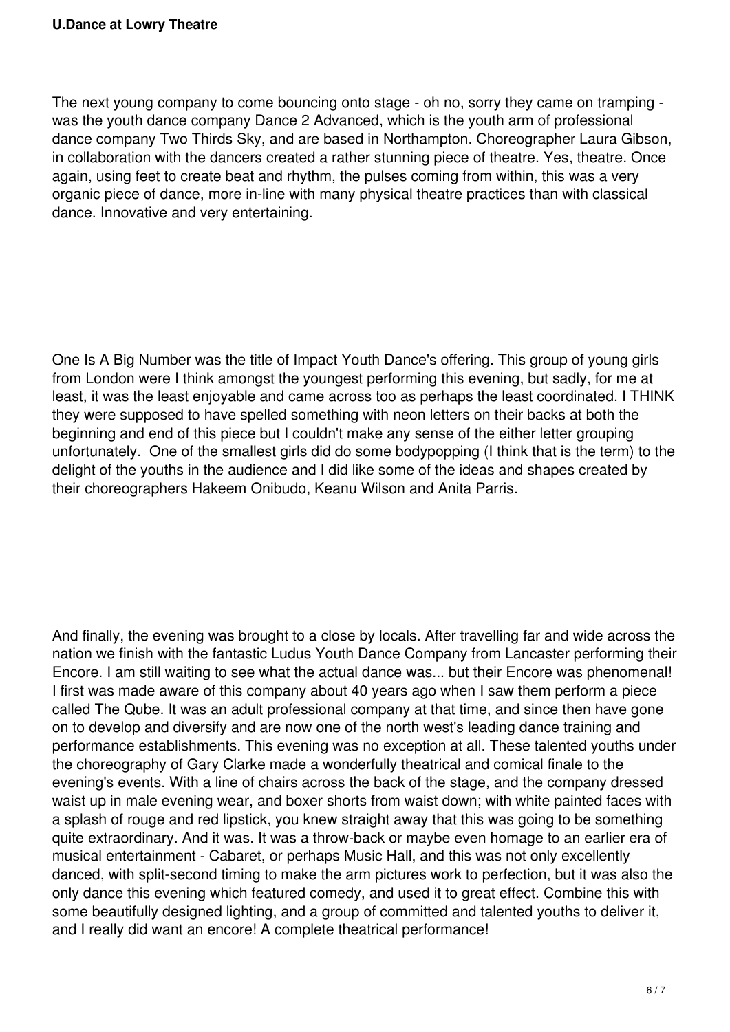The next young company to come bouncing onto stage - oh no, sorry they came on tramping - was the youth dance company Dance 2 Advanced, which is the youth arm of professional dance company Two Thirds Sky, and are based in Northampton. Choreographer Laura Gibson, in collaboration with the dancers created a rather stunning piece of theatre. Yes, theatre. Once again, using feet to create beat and rhythm, the pulses coming from within, this was a very organic piece of dance, more in-line with many physical theatre practices than with classical dance. Innovative and very entertaining.

One Is A Big Number was the title of Impact Youth Dance's offering. This group of young girls from London were I think amongst the youngest performing this evening, but sadly, for me at least, it was the least enjoyable and came across too as perhaps the least coordinated. I THINK they were supposed to have spelled something with neon letters on their backs at both the beginning and end of this piece but I couldn't make any sense of the either letter grouping unfortunately. One of the smallest girls did do some bodypopping (I think that is the term) to the delight of the youths in the audience and I did like some of the ideas and shapes created by their choreographers Hakeem Onibudo, Keanu Wilson and Anita Parris.

And finally, the evening was brought to a close by locals. After travelling far and wide across the nation we finish with the fantastic Ludus Youth Dance Company from Lancaster performing their Encore. I am still waiting to see what the actual dance was... but their Encore was phenomenal! I first was made aware of this company about 40 years ago when I saw them perform a piece called The Qube. It was an adult professional company at that time, and since then have gone on to develop and diversify and are now one of the north west's leading dance training and performance establishments. This evening was no exception at all. These talented youths under the choreography of Gary Clarke made a wonderfully theatrical and comical finale to the evening's events. With a line of chairs across the back of the stage, and the company dressed waist up in male evening wear, and boxer shorts from waist down; with white painted faces with a splash of rouge and red lipstick, you knew straight away that this was going to be something quite extraordinary. And it was. It was a throw-back or maybe even homage to an earlier era of musical entertainment - Cabaret, or perhaps Music Hall, and this was not only excellently danced, with split-second timing to make the arm pictures work to perfection, but it was also the only dance this evening which featured comedy, and used it to great effect. Combine this with some beautifully designed lighting, and a group of committed and talented youths to deliver it, and I really did want an encore! A complete theatrical performance!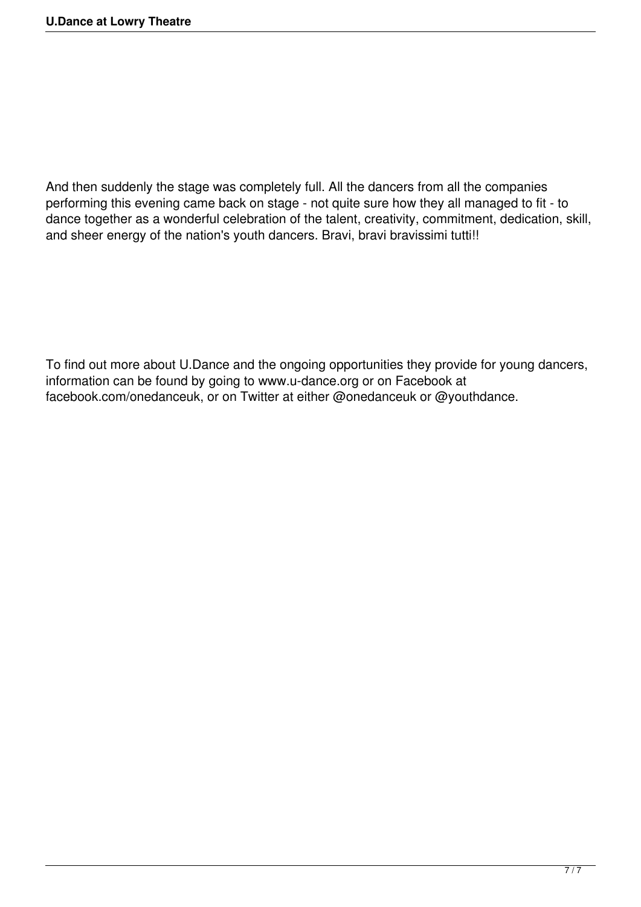And then suddenly the stage was completely full. All the dancers from all the companies performing this evening came back on stage - not quite sure how they all managed to fit - to dance together as a wonderful celebration of the talent, creativity, commitment, dedication, skill, and sheer energy of the nation's youth dancers. Bravi, bravi bravissimi tutti!!

To find out more about U.Dance and the ongoing opportunities they provide for young dancers, information can be found by going to www.u-dance.org or on Facebook at facebook.com/onedanceuk, or on Twitter at either @onedanceuk or @youthdance.